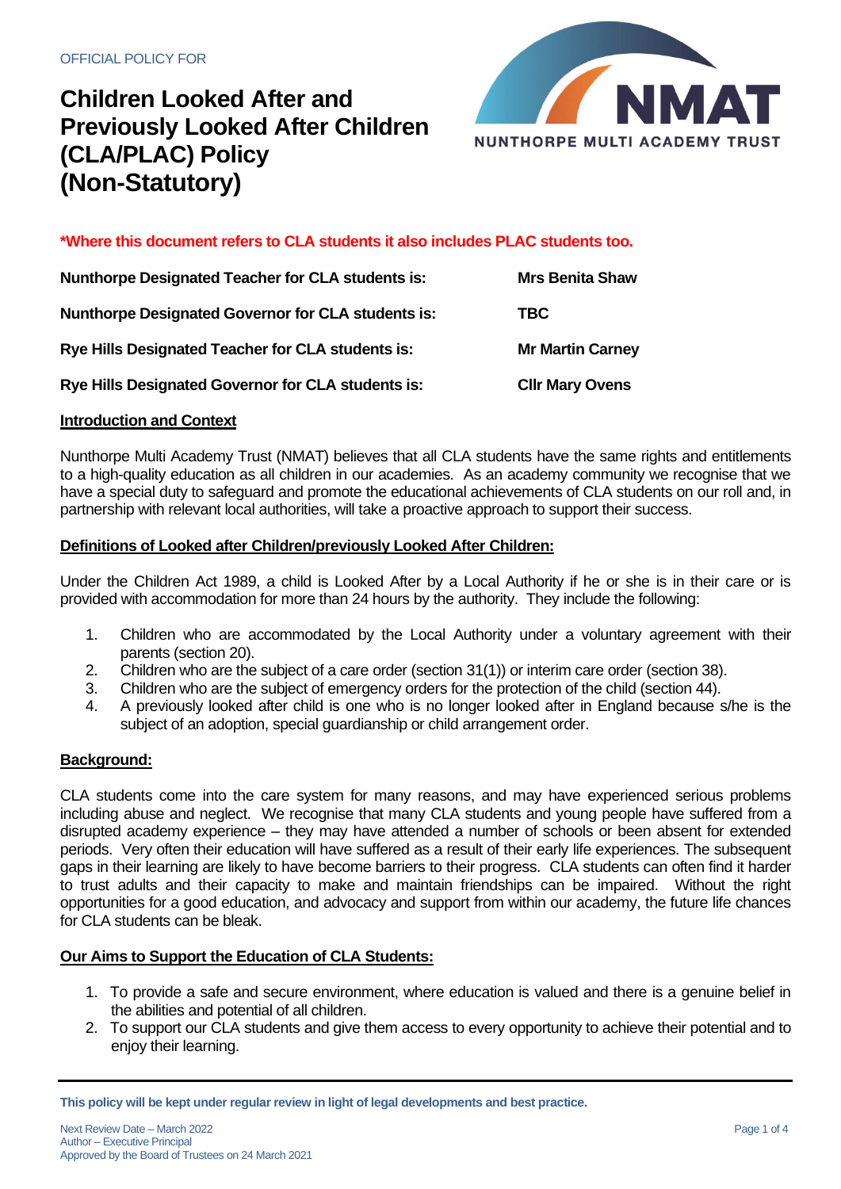OFFICIAL POLICY FOR

# Children Looked After and Previously Looked After Children (CLA/PLAC) Policy (Non-Statutory)

NMAT
NUNTHORPE MULTI ACADEMY TRUST

**\*Where this document refers to CLA students it also includes PLAC students too.**

| | |
|---|---|
| **Nunthorpe Designated Teacher for CLA students is:** | **Mrs Benita Shaw** |
| **Nunthorpe Designated Governor for CLA students is:** | **TBC** |
| **Rye Hills Designated Teacher for CLA students is:** | **Mr Martin Carney** |
| **Rye Hills Designated Governor for CLA students is:** | **Cllr Mary Ovens** |

## Introduction and Context

Nunthorpe Multi Academy Trust (NMAT) believes that all CLA students have the same rights and entitlements to a high-quality education as all children in our academies. As an academy community we recognise that we have a special duty to safeguard and promote the educational achievements of CLA students on our roll and, in partnership with relevant local authorities, will take a proactive approach to support their success.

## Definitions of Looked after Children/previously Looked After Children:

Under the Children Act 1989, a child is Looked After by a Local Authority if he or she is in their care or is provided with accommodation for more than 24 hours by the authority. They include the following:

1. Children who are accommodated by the Local Authority under a voluntary agreement with their parents (section 20).
2. Children who are the subject of a care order (section 31(1)) or interim care order (section 38).
3. Children who are the subject of emergency orders for the protection of the child (section 44).
4. A previously looked after child is one who is no longer looked after in England because s/he is the subject of an adoption, special guardianship or child arrangement order.

## Background:

CLA students come into the care system for many reasons, and may have experienced serious problems including abuse and neglect. We recognise that many CLA students and young people have suffered from a disrupted academy experience – they may have attended a number of schools or been absent for extended periods. Very often their education will have suffered as a result of their early life experiences. The subsequent gaps in their learning are likely to have become barriers to their progress. CLA students can often find it harder to trust adults and their capacity to make and maintain friendships can be impaired. Without the right opportunities for a good education, and advocacy and support from within our academy, the future life chances for CLA students can be bleak.

## Our Aims to Support the Education of CLA Students:

1. To provide a safe and secure environment, where education is valued and there is a genuine belief in the abilities and potential of all children.
2. To support our CLA students and give them access to every opportunity to achieve their potential and to enjoy their learning.

**This policy will be kept under regular review in light of legal developments and best practice.**

Next Review Date – March 2022
Author – Executive Principal
Approved by the Board of Trustees on 24 March 2021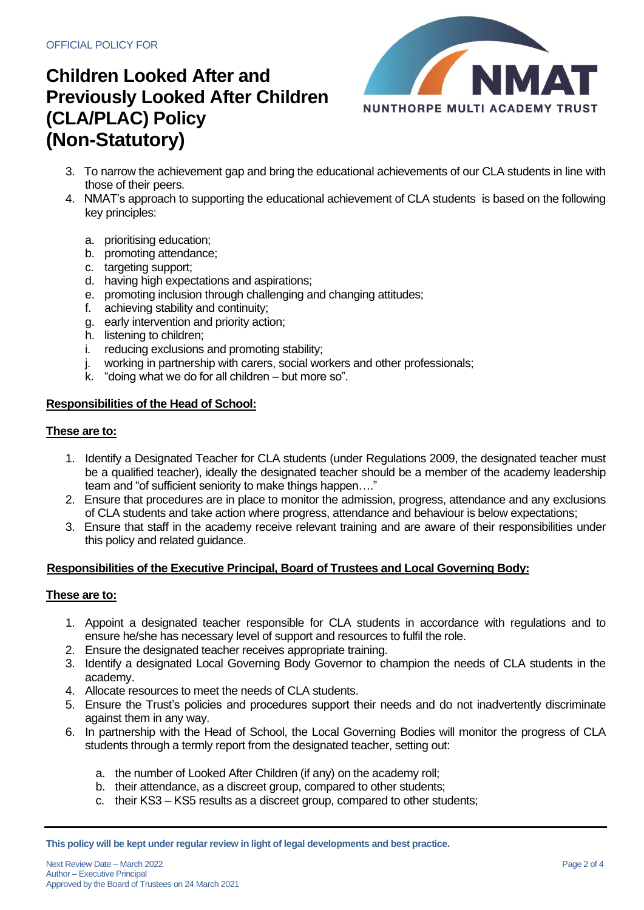3. To narrow the achievement gap and bring the educational achievements of our CLA students in line with those of their peers.
4. NMAT's approach to supporting the educational achievement of CLA students is based on the following key principles:

    a. prioritising education;
    b. promoting attendance;
    c. targeting support;
    d. having high expectations and aspirations;
    e. promoting inclusion through challenging and changing attitudes;
    f. achieving stability and continuity;
    g. early intervention and priority action;
    h. listening to children;
    i. reducing exclusions and promoting stability;
    j. working in partnership with carers, social workers and other professionals;
    k. "doing what we do for all children – but more so".

**Responsibilities of the Head of School:**

**These are to:**

1. Identify a Designated Teacher for CLA students (under Regulations 2009, the designated teacher must be a qualified teacher), ideally the designated teacher should be a member of the academy leadership team and "of sufficient seniority to make things happen…."
2. Ensure that procedures are in place to monitor the admission, progress, attendance and any exclusions of CLA students and take action where progress, attendance and behaviour is below expectations;
3. Ensure that staff in the academy receive relevant training and are aware of their responsibilities under this policy and related guidance.

**Responsibilities of the Executive Principal, Board of Trustees and Local Governing Body:**

**These are to:**

1. Appoint a designated teacher responsible for CLA students in accordance with regulations and to ensure he/she has necessary level of support and resources to fulfil the role.
2. Ensure the designated teacher receives appropriate training.
3. Identify a designated Local Governing Body Governor to champion the needs of CLA students in the academy.
4. Allocate resources to meet the needs of CLA students.
5. Ensure the Trust's policies and procedures support their needs and do not inadvertently discriminate against them in any way.
6. In partnership with the Head of School, the Local Governing Bodies will monitor the progress of CLA students through a termly report from the designated teacher, setting out:

    a. the number of Looked After Children (if any) on the academy roll;
    b. their attendance, as a discreet group, compared to other students;
    c. their KS3 – KS5 results as a discreet group, compared to other students;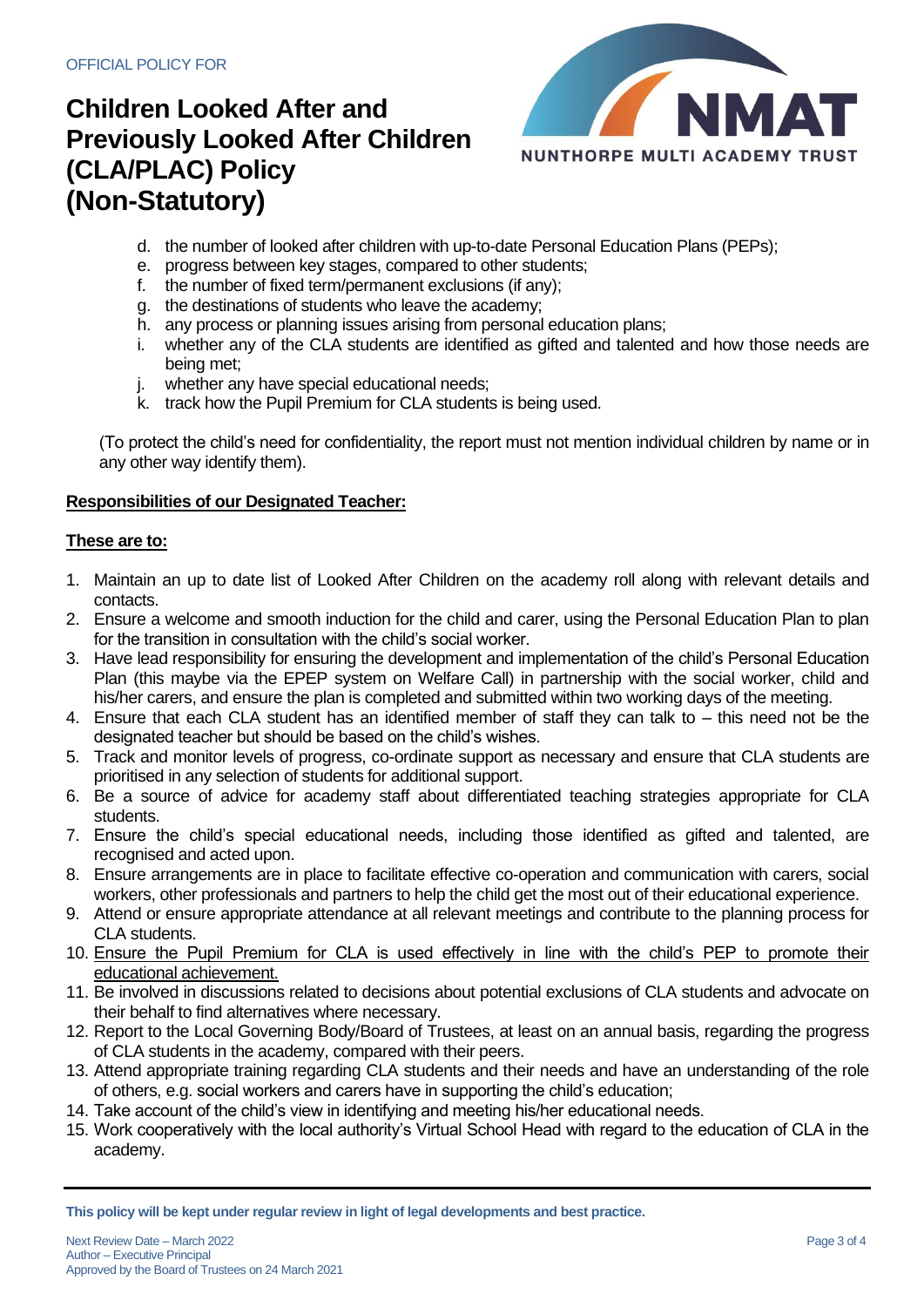d. the number of looked after children with up-to-date Personal Education Plans (PEPs);
e. progress between key stages, compared to other students;
f. the number of fixed term/permanent exclusions (if any);
g. the destinations of students who leave the academy;
h. any process or planning issues arising from personal education plans;
i. whether any of the CLA students are identified as gifted and talented and how those needs are being met;
j. whether any have special educational needs;
k. track how the Pupil Premium for CLA students is being used.

(To protect the child's need for confidentiality, the report must not mention individual children by name or in any other way identify them).

**Responsibilities of our Designated Teacher:**

**These are to:**

1. Maintain an up to date list of Looked After Children on the academy roll along with relevant details and contacts.
2. Ensure a welcome and smooth induction for the child and carer, using the Personal Education Plan to plan for the transition in consultation with the child's social worker.
3. Have lead responsibility for ensuring the development and implementation of the child's Personal Education Plan (this maybe via the EPEP system on Welfare Call) in partnership with the social worker, child and his/her carers, and ensure the plan is completed and submitted within two working days of the meeting.
4. Ensure that each CLA student has an identified member of staff they can talk to – this need not be the designated teacher but should be based on the child's wishes.
5. Track and monitor levels of progress, co-ordinate support as necessary and ensure that CLA students are prioritised in any selection of students for additional support.
6. Be a source of advice for academy staff about differentiated teaching strategies appropriate for CLA students.
7. Ensure the child's special educational needs, including those identified as gifted and talented, are recognised and acted upon.
8. Ensure arrangements are in place to facilitate effective co-operation and communication with carers, social workers, other professionals and partners to help the child get the most out of their educational experience.
9. Attend or ensure appropriate attendance at all relevant meetings and contribute to the planning process for CLA students.
10. <u>Ensure the Pupil Premium for CLA is used effectively in line with the child's PEP to promote their educational achievement.</u>
11. Be involved in discussions related to decisions about potential exclusions of CLA students and advocate on their behalf to find alternatives where necessary.
12. Report to the Local Governing Body/Board of Trustees, at least on an annual basis, regarding the progress of CLA students in the academy, compared with their peers.
13. Attend appropriate training regarding CLA students and their needs and have an understanding of the role of others, e.g. social workers and carers have in supporting the child's education;
14. Take account of the child's view in identifying and meeting his/her educational needs.
15. Work cooperatively with the local authority's Virtual School Head with regard to the education of CLA in the academy.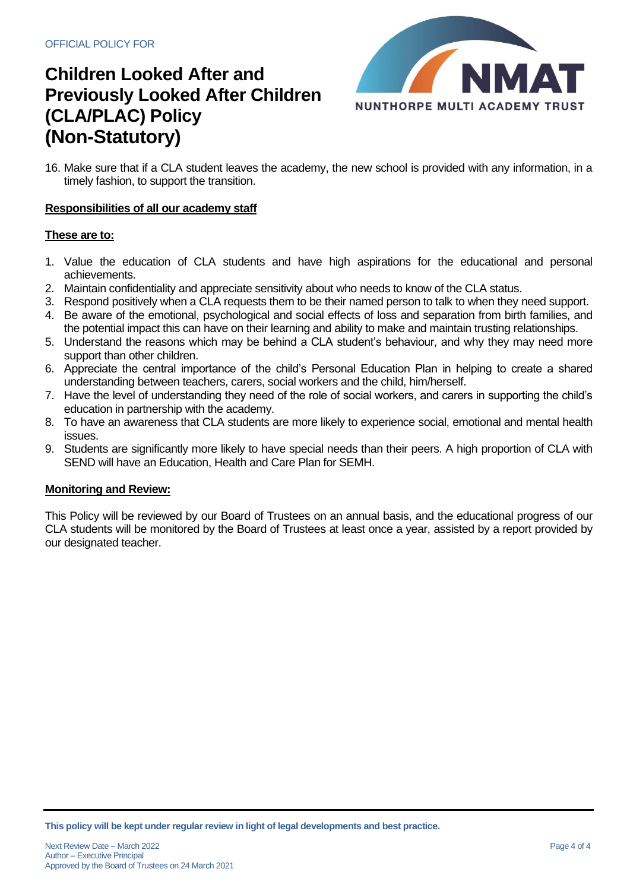16. Make sure that if a CLA student leaves the academy, the new school is provided with any information, in a timely fashion, to support the transition.

**Responsibilities of all our academy staff**

**These are to:**

1. Value the education of CLA students and have high aspirations for the educational and personal achievements.
2. Maintain confidentiality and appreciate sensitivity about who needs to know of the CLA status.
3. Respond positively when a CLA requests them to be their named person to talk to when they need support.
4. Be aware of the emotional, psychological and social effects of loss and separation from birth families, and the potential impact this can have on their learning and ability to make and maintain trusting relationships.
5. Understand the reasons which may be behind a CLA student's behaviour, and why they may need more support than other children.
6. Appreciate the central importance of the child's Personal Education Plan in helping to create a shared understanding between teachers, carers, social workers and the child, him/herself.
7. Have the level of understanding they need of the role of social workers, and carers in supporting the child's education in partnership with the academy.
8. To have an awareness that CLA students are more likely to experience social, emotional and mental health issues.
9. Students are significantly more likely to have special needs than their peers. A high proportion of CLA with SEND will have an Education, Health and Care Plan for SEMH.

**Monitoring and Review:**

This Policy will be reviewed by our Board of Trustees on an annual basis, and the educational progress of our CLA students will be monitored by the Board of Trustees at least once a year, assisted by a report provided by our designated teacher.